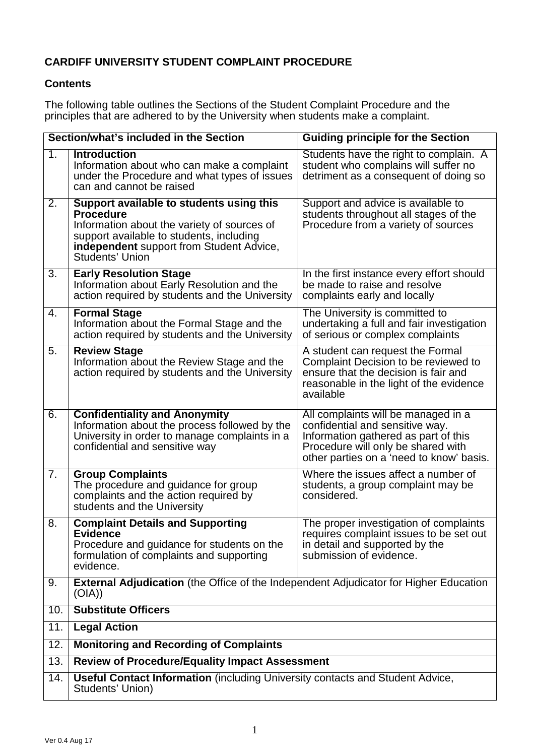# CARDIFF UNIVERSITY STUDENT COMPLAINT PROCEDURE

## Contents

The following table outlines the Sections of the Student Complaint Procedure and the principles that are adhered to by the University when students make a complaint.

| Section/what's included in the Section | | Guiding principle for the Section |
|---|---|---|
| 1. | **Introduction**<br>Information about who can make a complaint under the Procedure and what types of issues can and cannot be raised | Students have the right to complain. A student who complains will suffer no detriment as a consequent of doing so |
| 2. | **Support available to students using this Procedure**<br>Information about the variety of sources of support available to students, including **independent** support from Student Advice, Students' Union | Support and advice is available to students throughout all stages of the Procedure from a variety of sources |
| 3. | **Early Resolution Stage**<br>Information about Early Resolution and the action required by students and the University | In the first instance every effort should be made to raise and resolve complaints early and locally |
| 4. | **Formal Stage**<br>Information about the Formal Stage and the action required by students and the University | The University is committed to undertaking a full and fair investigation of serious or complex complaints |
| 5. | **Review Stage**<br>Information about the Review Stage and the action required by students and the University | A student can request the Formal Complaint Decision to be reviewed to ensure that the decision is fair and reasonable in the light of the evidence available |
| 6. | **Confidentiality and Anonymity**<br>Information about the process followed by the University in order to manage complaints in a confidential and sensitive way | All complaints will be managed in a confidential and sensitive way. Information gathered as part of this Procedure will only be shared with other parties on a 'need to know' basis. |
| 7. | **Group Complaints**<br>The procedure and guidance for group complaints and the action required by students and the University | Where the issues affect a number of students, a group complaint may be considered. |
| 8. | **Complaint Details and Supporting Evidence**<br>Procedure and guidance for students on the formulation of complaints and supporting evidence. | The proper investigation of complaints requires complaint issues to be set out in detail and supported by the submission of evidence. |
| 9. | **External Adjudication** (the Office of the Independent Adjudicator for Higher Education (OIA)) | |
| 10. | **Substitute Officers** | |
| 11. | **Legal Action** | |
| 12. | **Monitoring and Recording of Complaints** | |
| 13. | **Review of Procedure/Equality Impact Assessment** | |
| 14. | **Useful Contact Information** (including University contacts and Student Advice, Students' Union) | |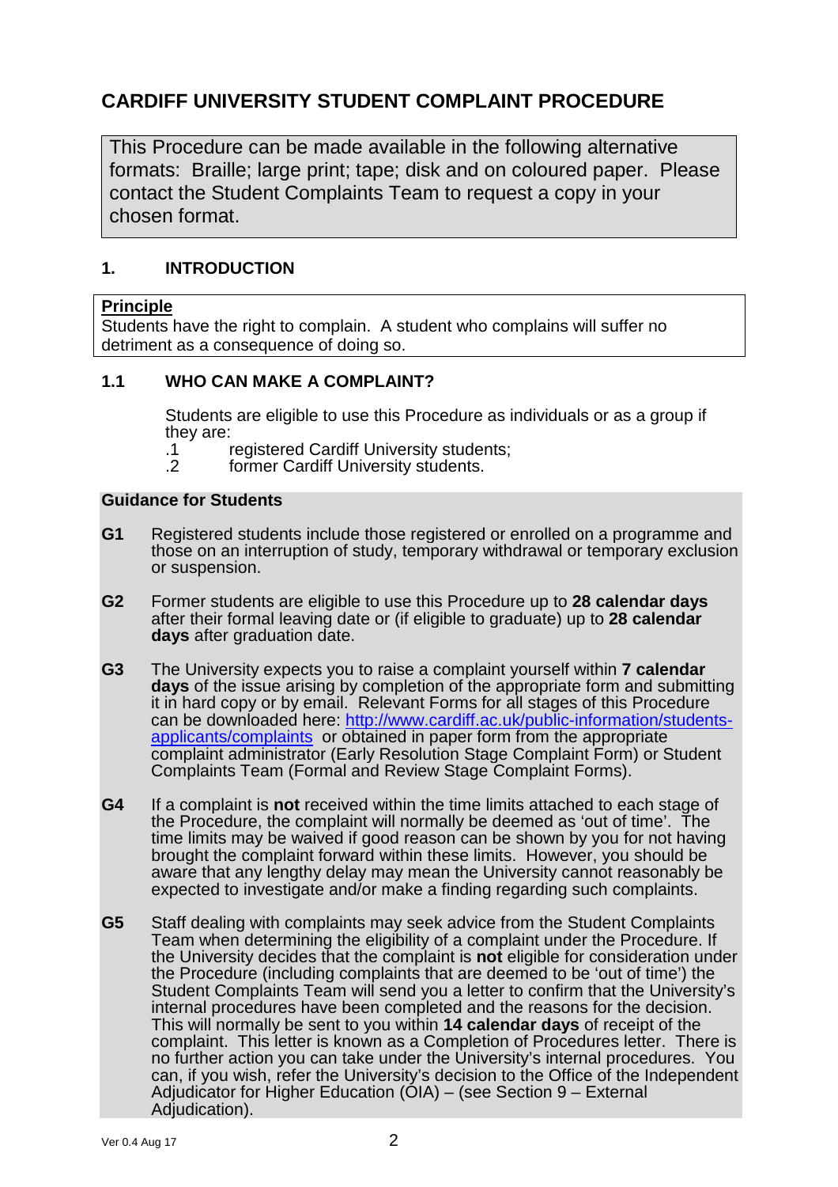# CARDIFF UNIVERSITY STUDENT COMPLAINT PROCEDURE

This Procedure can be made available in the following alternative formats: Braille; large print; tape; disk and on coloured paper. Please contact the Student Complaints Team to request a copy in your chosen format.

## 1. INTRODUCTION

**Principle**

Students have the right to complain. A student who complains will suffer no detriment as a consequence of doing so.

### 1.1 WHO CAN MAKE A COMPLAINT?

Students are eligible to use this Procedure as individuals or as a group if they are:

.1 registered Cardiff University students;

.2 former Cardiff University students.

**Guidance for Students**

**G1** Registered students include those registered or enrolled on a programme and those on an interruption of study, temporary withdrawal or temporary exclusion or suspension.

**G2** Former students are eligible to use this Procedure up to **28 calendar days** after their formal leaving date or (if eligible to graduate) up to **28 calendar days** after graduation date.

**G3** The University expects you to raise a complaint yourself within **7 calendar days** of the issue arising by completion of the appropriate form and submitting it in hard copy or by email. Relevant Forms for all stages of this Procedure can be downloaded here: [http://www.cardiff.ac.uk/public-information/students-applicants/complaints](http://www.cardiff.ac.uk/public-information/students-applicants/complaints) or obtained in paper form from the appropriate complaint administrator (Early Resolution Stage Complaint Form) or Student Complaints Team (Formal and Review Stage Complaint Forms).

**G4** If a complaint is **not** received within the time limits attached to each stage of the Procedure, the complaint will normally be deemed as 'out of time'. The time limits may be waived if good reason can be shown by you for not having brought the complaint forward within these limits. However, you should be aware that any lengthy delay may mean the University cannot reasonably be expected to investigate and/or make a finding regarding such complaints.

**G5** Staff dealing with complaints may seek advice from the Student Complaints Team when determining the eligibility of a complaint under the Procedure. If the University decides that the complaint is **not** eligible for consideration under the Procedure (including complaints that are deemed to be 'out of time') the Student Complaints Team will send you a letter to confirm that the University's internal procedures have been completed and the reasons for the decision. This will normally be sent to you within **14 calendar days** of receipt of the complaint. This letter is known as a Completion of Procedures letter. There is no further action you can take under the University's internal procedures. You can, if you wish, refer the University's decision to the Office of the Independent Adjudicator for Higher Education (OIA) – (see Section 9 – External Adjudication).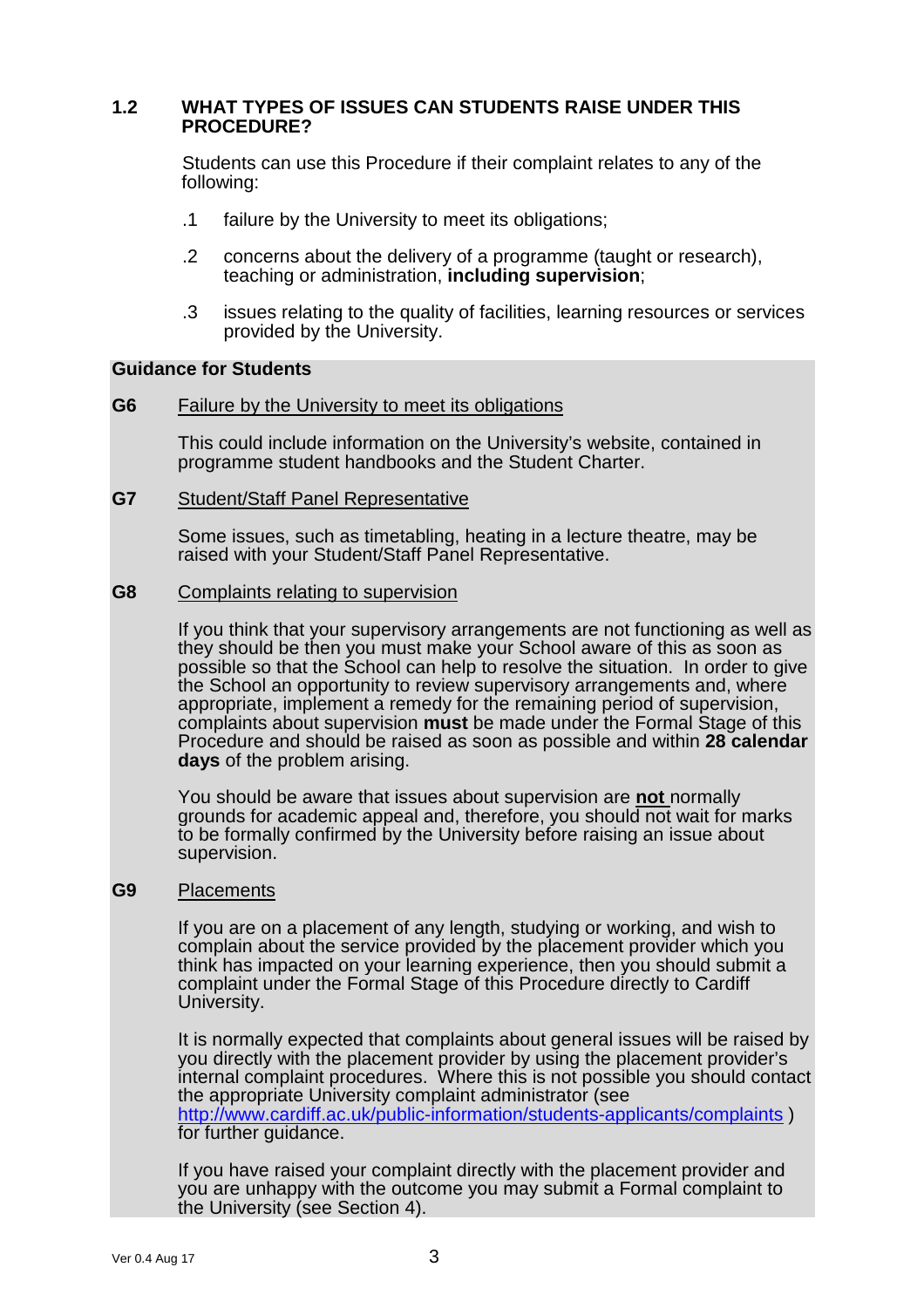## 1.2 WHAT TYPES OF ISSUES CAN STUDENTS RAISE UNDER THIS PROCEDURE?

Students can use this Procedure if their complaint relates to any of the following:

.1 failure by the University to meet its obligations;

.2 concerns about the delivery of a programme (taught or research), teaching or administration, **including supervision**;

.3 issues relating to the quality of facilities, learning resources or services provided by the University.

**Guidance for Students**

**G6** Failure by the University to meet its obligations

This could include information on the University's website, contained in programme student handbooks and the Student Charter.

**G7** Student/Staff Panel Representative

Some issues, such as timetabling, heating in a lecture theatre, may be raised with your Student/Staff Panel Representative.

**G8** Complaints relating to supervision

If you think that your supervisory arrangements are not functioning as well as they should be then you must make your School aware of this as soon as possible so that the School can help to resolve the situation. In order to give the School an opportunity to review supervisory arrangements and, where appropriate, implement a remedy for the remaining period of supervision, complaints about supervision **must** be made under the Formal Stage of this Procedure and should be raised as soon as possible and within **28 calendar days** of the problem arising.

You should be aware that issues about supervision are **not** normally grounds for academic appeal and, therefore, you should not wait for marks to be formally confirmed by the University before raising an issue about supervision.

**G9** Placements

If you are on a placement of any length, studying or working, and wish to complain about the service provided by the placement provider which you think has impacted on your learning experience, then you should submit a complaint under the Formal Stage of this Procedure directly to Cardiff University.

It is normally expected that complaints about general issues will be raised by you directly with the placement provider by using the placement provider's internal complaint procedures. Where this is not possible you should contact the appropriate University complaint administrator (see http://www.cardiff.ac.uk/public-information/students-applicants/complaints ) for further guidance.

If you have raised your complaint directly with the placement provider and you are unhappy with the outcome you may submit a Formal complaint to the University (see Section 4).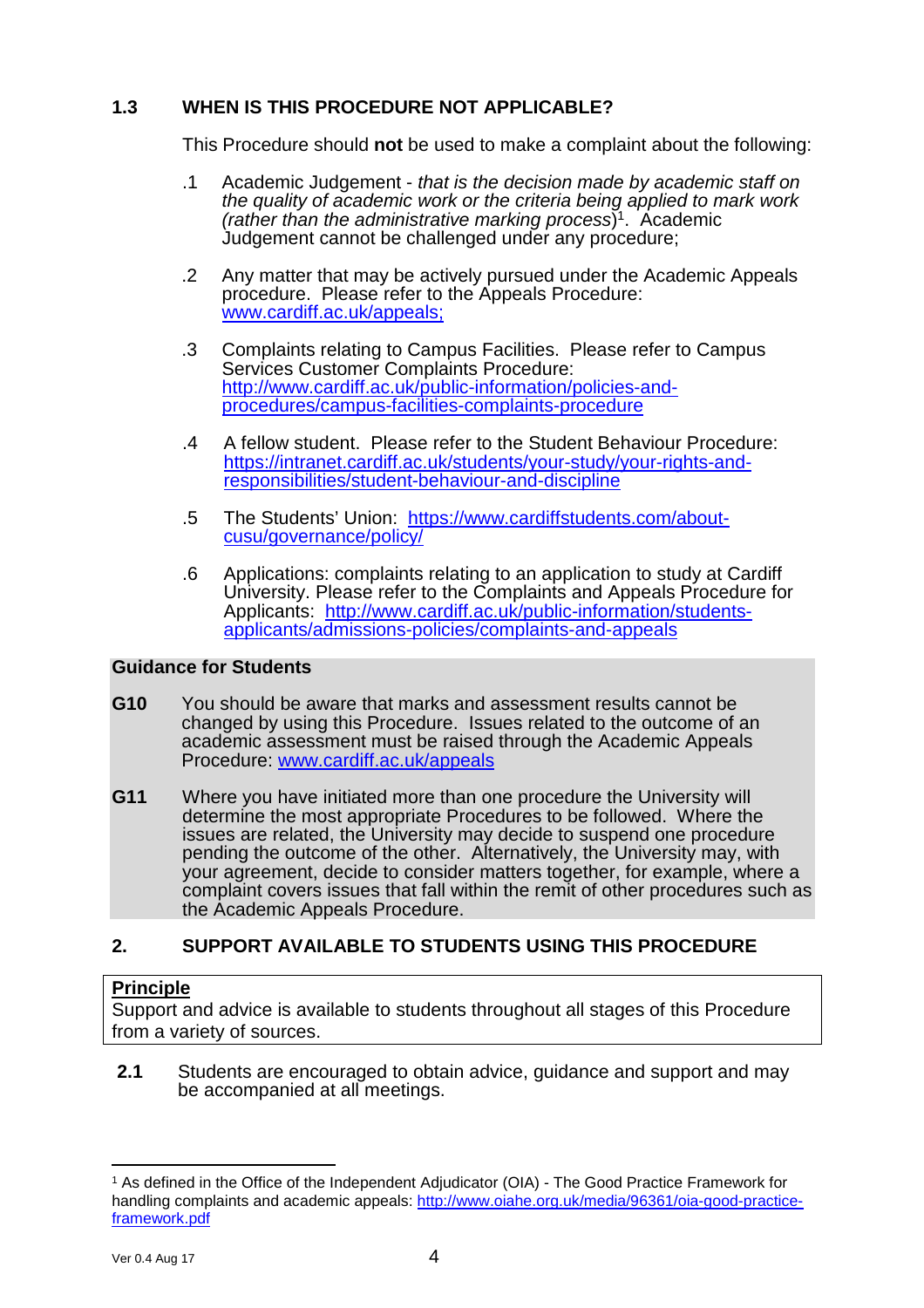### 1.3 WHEN IS THIS PROCEDURE NOT APPLICABLE?

This Procedure should **not** be used to make a complaint about the following:

.1 Academic Judgement - *that is the decision made by academic staff on the quality of academic work or the criteria being applied to mark work (rather than the administrative marking process)*[1]. Academic Judgement cannot be challenged under any procedure;

.2 Any matter that may be actively pursued under the Academic Appeals procedure. Please refer to the Appeals Procedure: www.cardiff.ac.uk/appeals;

.3 Complaints relating to Campus Facilities. Please refer to Campus Services Customer Complaints Procedure: http://www.cardiff.ac.uk/public-information/policies-and-procedures/campus-facilities-complaints-procedure

.4 A fellow student. Please refer to the Student Behaviour Procedure: https://intranet.cardiff.ac.uk/students/your-study/your-rights-and-responsibilities/student-behaviour-and-discipline

.5 The Students' Union: https://www.cardiffstudents.com/about-cusu/governance/policy/

.6 Applications: complaints relating to an application to study at Cardiff University. Please refer to the Complaints and Appeals Procedure for Applicants: http://www.cardiff.ac.uk/public-information/students-applicants/admissions-policies/complaints-and-appeals

**Guidance for Students**

**G10** You should be aware that marks and assessment results cannot be changed by using this Procedure. Issues related to the outcome of an academic assessment must be raised through the Academic Appeals Procedure: www.cardiff.ac.uk/appeals

**G11** Where you have initiated more than one procedure the University will determine the most appropriate Procedures to be followed. Where the issues are related, the University may decide to suspend one procedure pending the outcome of the other. Alternatively, the University may, with your agreement, decide to consider matters together, for example, where a complaint covers issues that fall within the remit of other procedures such as the Academic Appeals Procedure.

## 2. SUPPORT AVAILABLE TO STUDENTS USING THIS PROCEDURE

**Principle**
Support and advice is available to students throughout all stages of this Procedure from a variety of sources.

**2.1** Students are encouraged to obtain advice, guidance and support and may be accompanied at all meetings.

---

[1] As defined in the Office of the Independent Adjudicator (OIA) - The Good Practice Framework for handling complaints and academic appeals: http://www.oiahe.org.uk/media/96361/oia-good-practice-framework.pdf

Ver 0.4 Aug 17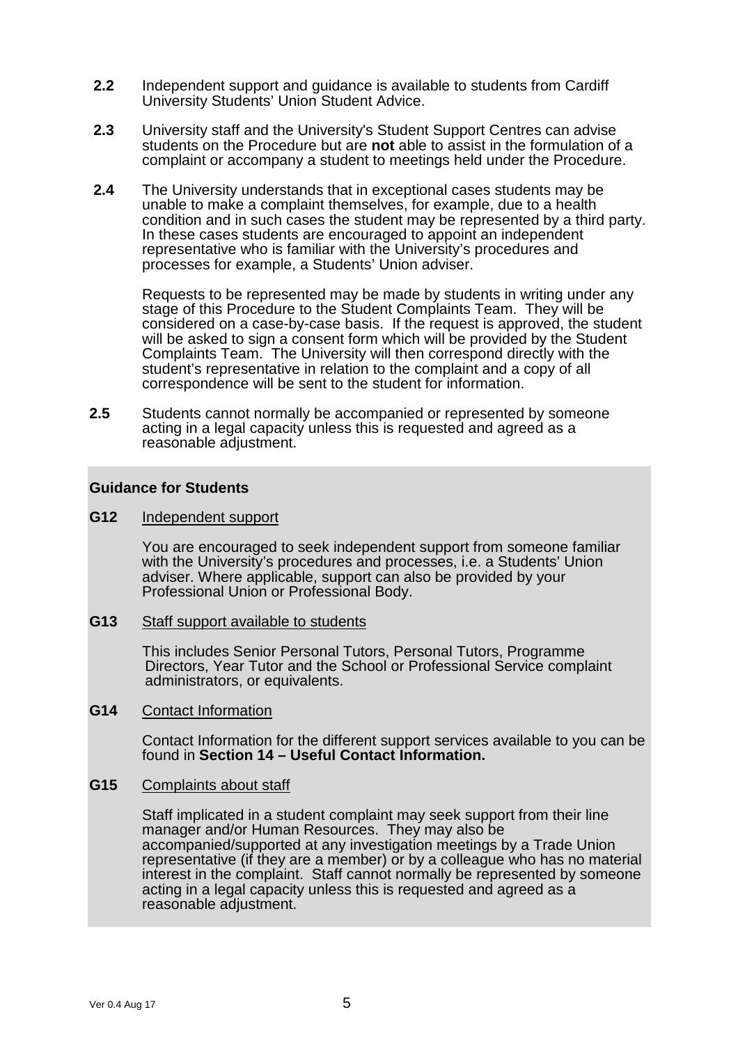**2.2** Independent support and guidance is available to students from Cardiff University Students' Union Student Advice.

**2.3** University staff and the University's Student Support Centres can advise students on the Procedure but are **not** able to assist in the formulation of a complaint or accompany a student to meetings held under the Procedure.

**2.4** The University understands that in exceptional cases students may be unable to make a complaint themselves, for example, due to a health condition and in such cases the student may be represented by a third party. In these cases students are encouraged to appoint an independent representative who is familiar with the University's procedures and processes for example, a Students' Union adviser.

Requests to be represented may be made by students in writing under any stage of this Procedure to the Student Complaints Team. They will be considered on a case-by-case basis. If the request is approved, the student will be asked to sign a consent form which will be provided by the Student Complaints Team. The University will then correspond directly with the student's representative in relation to the complaint and a copy of all correspondence will be sent to the student for information.

**2.5** Students cannot normally be accompanied or represented by someone acting in a legal capacity unless this is requested and agreed as a reasonable adjustment.

**Guidance for Students**

**G12** Independent support

You are encouraged to seek independent support from someone familiar with the University's procedures and processes, i.e. a Students' Union adviser. Where applicable, support can also be provided by your Professional Union or Professional Body.

**G13** Staff support available to students

This includes Senior Personal Tutors, Personal Tutors, Programme Directors, Year Tutor and the School or Professional Service complaint administrators, or equivalents.

**G14** Contact Information

Contact Information for the different support services available to you can be found in **Section 14 – Useful Contact Information.**

**G15** Complaints about staff

Staff implicated in a student complaint may seek support from their line manager and/or Human Resources. They may also be accompanied/supported at any investigation meetings by a Trade Union representative (if they are a member) or by a colleague who has no material interest in the complaint. Staff cannot normally be represented by someone acting in a legal capacity unless this is requested and agreed as a reasonable adjustment.

Ver 0.4 Aug 17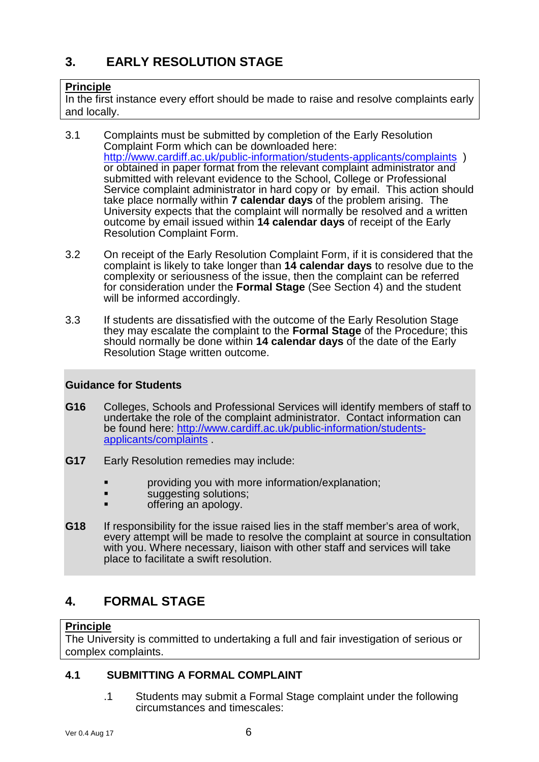## 3. EARLY RESOLUTION STAGE

**Principle**
In the first instance every effort should be made to raise and resolve complaints early and locally.

3.1 Complaints must be submitted by completion of the Early Resolution Complaint Form which can be downloaded here: http://www.cardiff.ac.uk/public-information/students-applicants/complaints ) or obtained in paper format from the relevant complaint administrator and submitted with relevant evidence to the School, College or Professional Service complaint administrator in hard copy or by email. This action should take place normally within **7 calendar days** of the problem arising. The University expects that the complaint will normally be resolved and a written outcome by email issued within **14 calendar days** of receipt of the Early Resolution Complaint Form.

3.2 On receipt of the Early Resolution Complaint Form, if it is considered that the complaint is likely to take longer than **14 calendar days** to resolve due to the complexity or seriousness of the issue, then the complaint can be referred for consideration under the **Formal Stage** (See Section 4) and the student will be informed accordingly.

3.3 If students are dissatisfied with the outcome of the Early Resolution Stage they may escalate the complaint to the **Formal Stage** of the Procedure; this should normally be done within **14 calendar days** of the date of the Early Resolution Stage written outcome.

**Guidance for Students**

**G16** Colleges, Schools and Professional Services will identify members of staff to undertake the role of the complaint administrator. Contact information can be found here: http://www.cardiff.ac.uk/public-information/students-applicants/complaints .

**G17** Early Resolution remedies may include:

- providing you with more information/explanation;
- suggesting solutions;
- offering an apology.

**G18** If responsibility for the issue raised lies in the staff member's area of work, every attempt will be made to resolve the complaint at source in consultation with you. Where necessary, liaison with other staff and services will take place to facilitate a swift resolution.

## 4. FORMAL STAGE

**Principle**
The University is committed to undertaking a full and fair investigation of serious or complex complaints.

### 4.1 SUBMITTING A FORMAL COMPLAINT

.1 Students may submit a Formal Stage complaint under the following circumstances and timescales: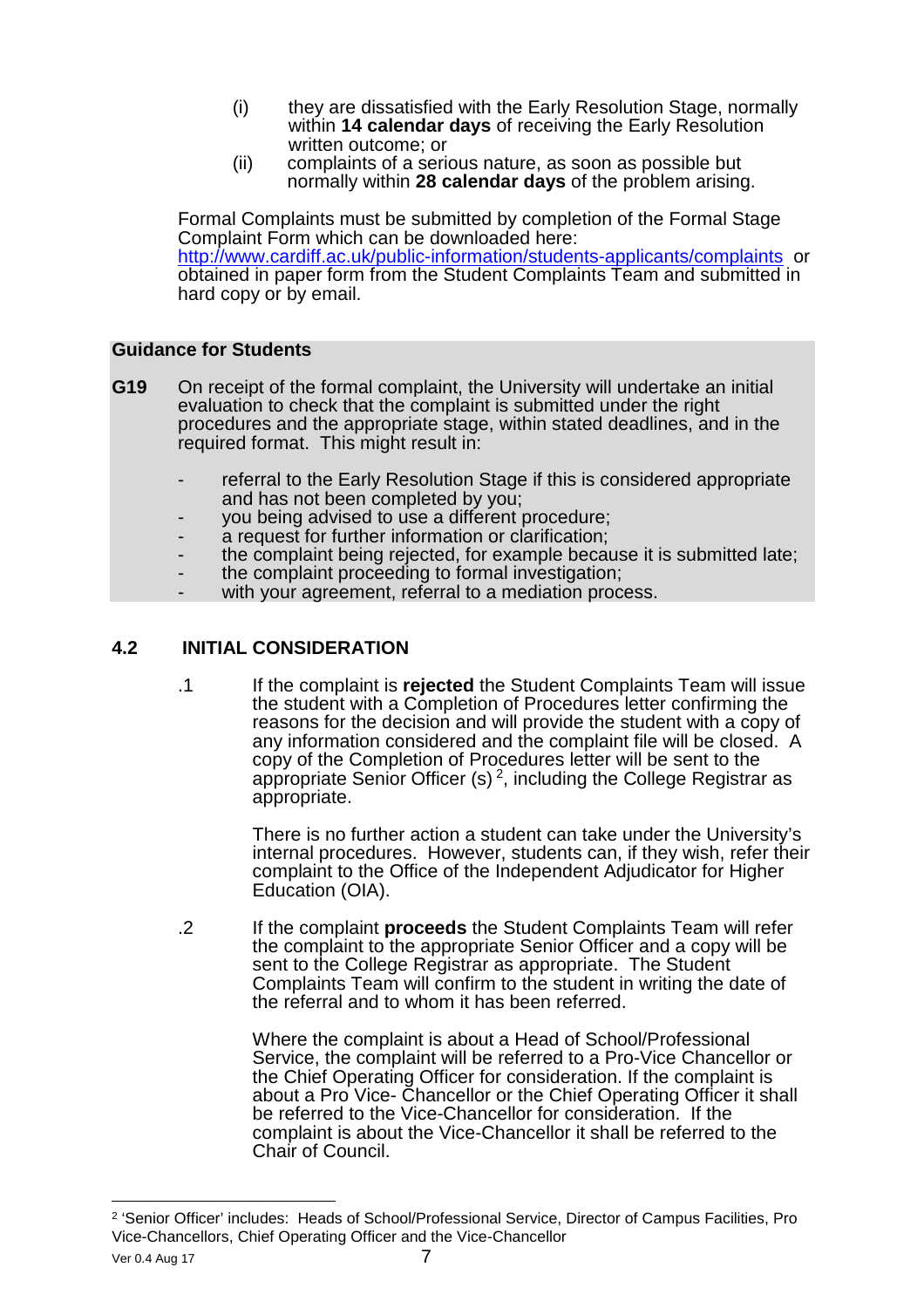(i) they are dissatisfied with the Early Resolution Stage, normally within **14 calendar days** of receiving the Early Resolution written outcome; or

(ii) complaints of a serious nature, as soon as possible but normally within **28 calendar days** of the problem arising.

Formal Complaints must be submitted by completion of the Formal Stage Complaint Form which can be downloaded here: [http://www.cardiff.ac.uk/public-information/students-applicants/complaints](http://www.cardiff.ac.uk/public-information/students-applicants/complaints) or obtained in paper form from the Student Complaints Team and submitted in hard copy or by email.

**Guidance for Students**

**G19** On receipt of the formal complaint, the University will undertake an initial evaluation to check that the complaint is submitted under the right procedures and the appropriate stage, within stated deadlines, and in the required format. This might result in:

- referral to the Early Resolution Stage if this is considered appropriate and has not been completed by you;
- you being advised to use a different procedure;
- a request for further information or clarification;
- the complaint being rejected, for example because it is submitted late;
- the complaint proceeding to formal investigation;
- with your agreement, referral to a mediation process.

## 4.2 INITIAL CONSIDERATION

.1 If the complaint is **rejected** the Student Complaints Team will issue the student with a Completion of Procedures letter confirming the reasons for the decision and will provide the student with a copy of any information considered and the complaint file will be closed. A copy of the Completion of Procedures letter will be sent to the appropriate Senior Officer (s) [2], including the College Registrar as appropriate.

There is no further action a student can take under the University's internal procedures. However, students can, if they wish, refer their complaint to the Office of the Independent Adjudicator for Higher Education (OIA).

.2 If the complaint **proceeds** the Student Complaints Team will refer the complaint to the appropriate Senior Officer and a copy will be sent to the College Registrar as appropriate. The Student Complaints Team will confirm to the student in writing the date of the referral and to whom it has been referred.

Where the complaint is about a Head of School/Professional Service, the complaint will be referred to a Pro-Vice Chancellor or the Chief Operating Officer for consideration. If the complaint is about a Pro Vice- Chancellor or the Chief Operating Officer it shall be referred to the Vice-Chancellor for consideration. If the complaint is about the Vice-Chancellor it shall be referred to the Chair of Council.

---

[2] 'Senior Officer' includes: Heads of School/Professional Service, Director of Campus Facilities, Pro Vice-Chancellors, Chief Operating Officer and the Vice-Chancellor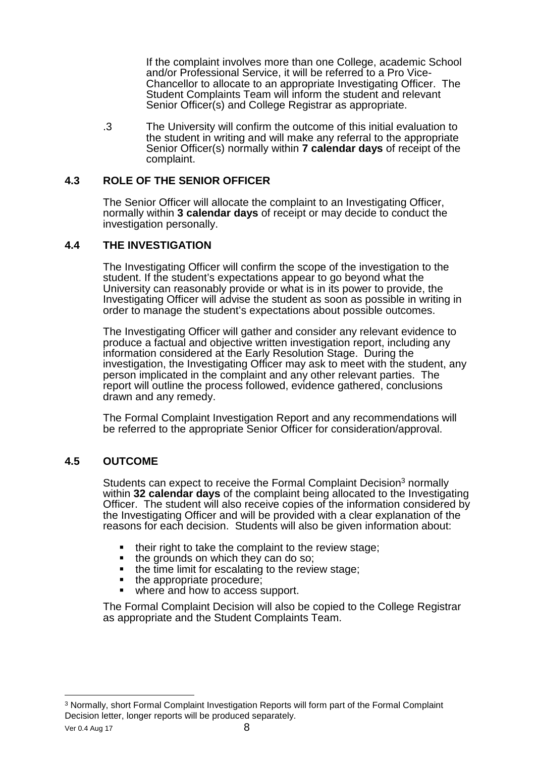If the complaint involves more than one College, academic School and/or Professional Service, it will be referred to a Pro Vice-Chancellor to allocate to an appropriate Investigating Officer. The Student Complaints Team will inform the student and relevant Senior Officer(s) and College Registrar as appropriate.

.3 The University will confirm the outcome of this initial evaluation to the student in writing and will make any referral to the appropriate Senior Officer(s) normally within **7 calendar days** of receipt of the complaint.

### 4.3 ROLE OF THE SENIOR OFFICER

The Senior Officer will allocate the complaint to an Investigating Officer, normally within **3 calendar days** of receipt or may decide to conduct the investigation personally.

### 4.4 THE INVESTIGATION

The Investigating Officer will confirm the scope of the investigation to the student. If the student's expectations appear to go beyond what the University can reasonably provide or what is in its power to provide, the Investigating Officer will advise the student as soon as possible in writing in order to manage the student's expectations about possible outcomes.

The Investigating Officer will gather and consider any relevant evidence to produce a factual and objective written investigation report, including any information considered at the Early Resolution Stage. During the investigation, the Investigating Officer may ask to meet with the student, any person implicated in the complaint and any other relevant parties. The report will outline the process followed, evidence gathered, conclusions drawn and any remedy.

The Formal Complaint Investigation Report and any recommendations will be referred to the appropriate Senior Officer for consideration/approval.

### 4.5 OUTCOME

Students can expect to receive the Formal Complaint Decision[3] normally within **32 calendar days** of the complaint being allocated to the Investigating Officer. The student will also receive copies of the information considered by the Investigating Officer and will be provided with a clear explanation of the reasons for each decision. Students will also be given information about:

- their right to take the complaint to the review stage;
- the grounds on which they can do so;
- the time limit for escalating to the review stage;
- the appropriate procedure;
- where and how to access support.

The Formal Complaint Decision will also be copied to the College Registrar as appropriate and the Student Complaints Team.

---

[3] Normally, short Formal Complaint Investigation Reports will form part of the Formal Complaint Decision letter, longer reports will be produced separately.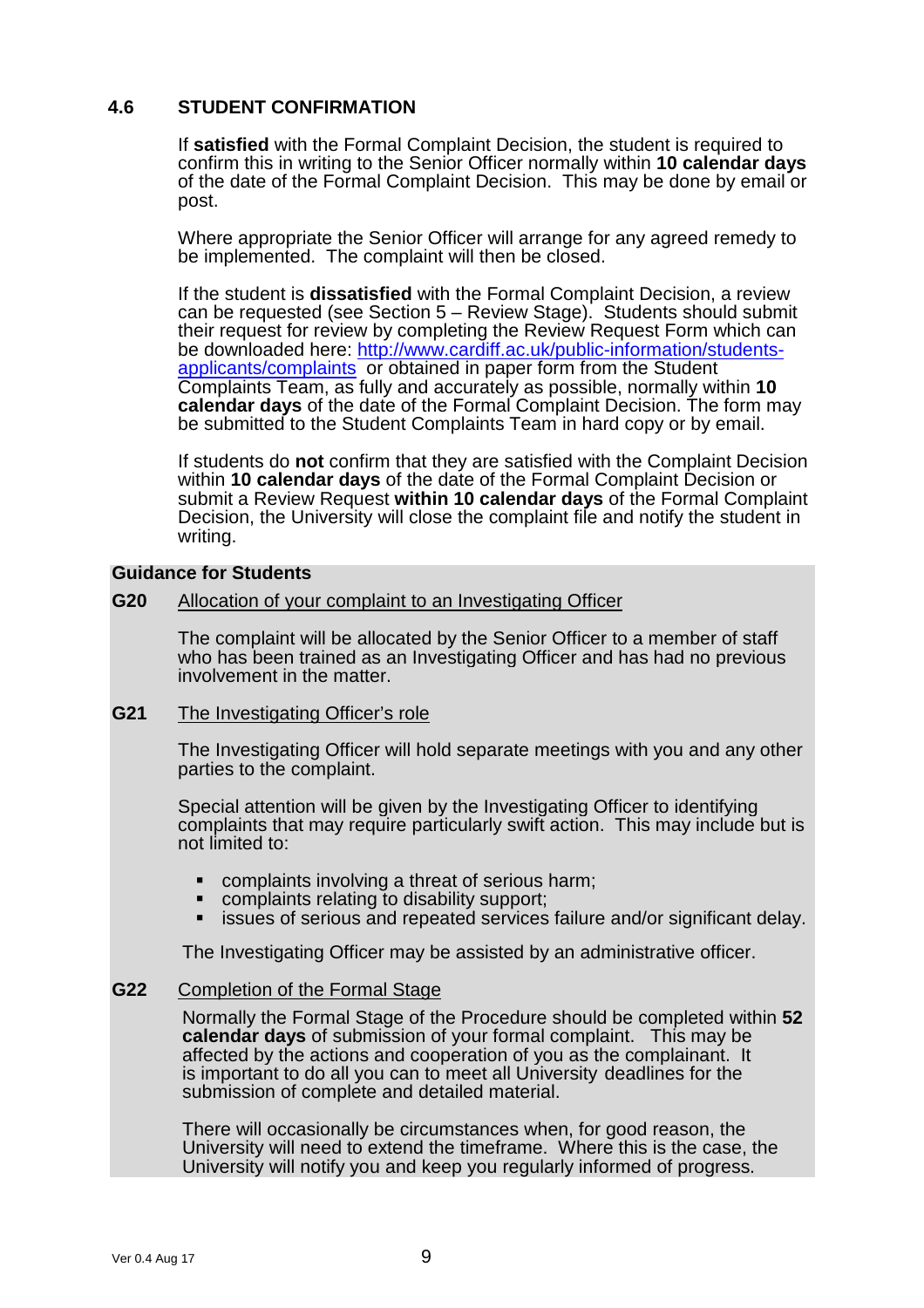### 4.6 STUDENT CONFIRMATION

If **satisfied** with the Formal Complaint Decision, the student is required to confirm this in writing to the Senior Officer normally within **10 calendar days** of the date of the Formal Complaint Decision. This may be done by email or post.

Where appropriate the Senior Officer will arrange for any agreed remedy to be implemented. The complaint will then be closed.

If the student is **dissatisfied** with the Formal Complaint Decision, a review can be requested (see Section 5 – Review Stage). Students should submit their request for review by completing the Review Request Form which can be downloaded here: [http://www.cardiff.ac.uk/public-information/students-applicants/complaints](http://www.cardiff.ac.uk/public-information/students-applicants/complaints) or obtained in paper form from the Student Complaints Team, as fully and accurately as possible, normally within **10 calendar days** of the date of the Formal Complaint Decision. The form may be submitted to the Student Complaints Team in hard copy or by email.

If students do **not** confirm that they are satisfied with the Complaint Decision within **10 calendar days** of the date of the Formal Complaint Decision or submit a Review Request **within 10 calendar days** of the Formal Complaint Decision, the University will close the complaint file and notify the student in writing.

**Guidance for Students**

**G20** Allocation of your complaint to an Investigating Officer

The complaint will be allocated by the Senior Officer to a member of staff who has been trained as an Investigating Officer and has had no previous involvement in the matter.

**G21** The Investigating Officer's role

The Investigating Officer will hold separate meetings with you and any other parties to the complaint.

Special attention will be given by the Investigating Officer to identifying complaints that may require particularly swift action. This may include but is not limited to:

- complaints involving a threat of serious harm;
- complaints relating to disability support;
- issues of serious and repeated services failure and/or significant delay.

The Investigating Officer may be assisted by an administrative officer.

**G22** Completion of the Formal Stage

Normally the Formal Stage of the Procedure should be completed within **52 calendar days** of submission of your formal complaint. This may be affected by the actions and cooperation of you as the complainant. It is important to do all you can to meet all University deadlines for the submission of complete and detailed material.

There will occasionally be circumstances when, for good reason, the University will need to extend the timeframe. Where this is the case, the University will notify you and keep you regularly informed of progress.

Ver 0.4 Aug 17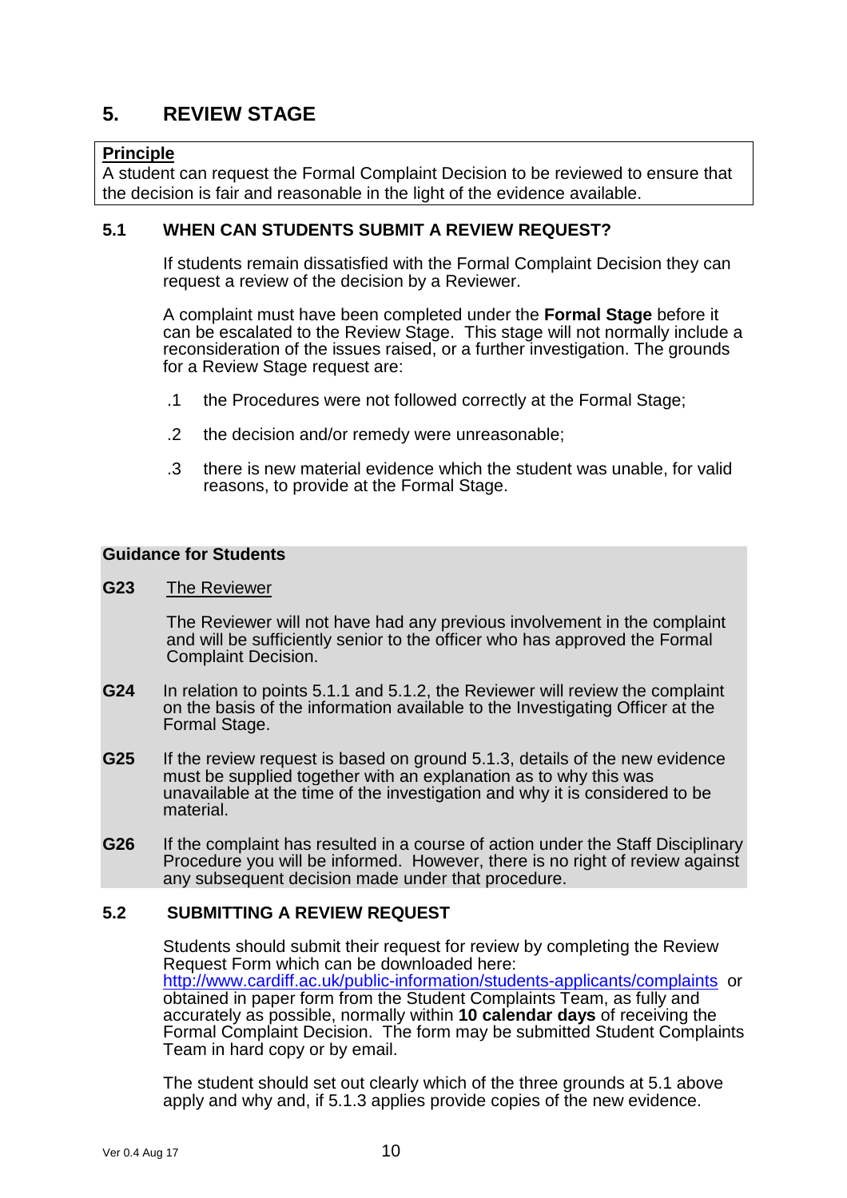## 5. REVIEW STAGE

**Principle**

A student can request the Formal Complaint Decision to be reviewed to ensure that the decision is fair and reasonable in the light of the evidence available.

### 5.1 WHEN CAN STUDENTS SUBMIT A REVIEW REQUEST?

If students remain dissatisfied with the Formal Complaint Decision they can request a review of the decision by a Reviewer.

A complaint must have been completed under the **Formal Stage** before it can be escalated to the Review Stage. This stage will not normally include a reconsideration of the issues raised, or a further investigation. The grounds for a Review Stage request are:

.1 the Procedures were not followed correctly at the Formal Stage;

.2 the decision and/or remedy were unreasonable;

.3 there is new material evidence which the student was unable, for valid reasons, to provide at the Formal Stage.

**Guidance for Students**

**G23** The Reviewer

The Reviewer will not have had any previous involvement in the complaint and will be sufficiently senior to the officer who has approved the Formal Complaint Decision.

**G24** In relation to points 5.1.1 and 5.1.2, the Reviewer will review the complaint on the basis of the information available to the Investigating Officer at the Formal Stage.

**G25** If the review request is based on ground 5.1.3, details of the new evidence must be supplied together with an explanation as to why this was unavailable at the time of the investigation and why it is considered to be material.

**G26** If the complaint has resulted in a course of action under the Staff Disciplinary Procedure you will be informed. However, there is no right of review against any subsequent decision made under that procedure.

### 5.2 SUBMITTING A REVIEW REQUEST

Students should submit their request for review by completing the Review Request Form which can be downloaded here: http://www.cardiff.ac.uk/public-information/students-applicants/complaints or obtained in paper form from the Student Complaints Team, as fully and accurately as possible, normally within **10 calendar days** of receiving the Formal Complaint Decision. The form may be submitted Student Complaints Team in hard copy or by email.

The student should set out clearly which of the three grounds at 5.1 above apply and why and, if 5.1.3 applies provide copies of the new evidence.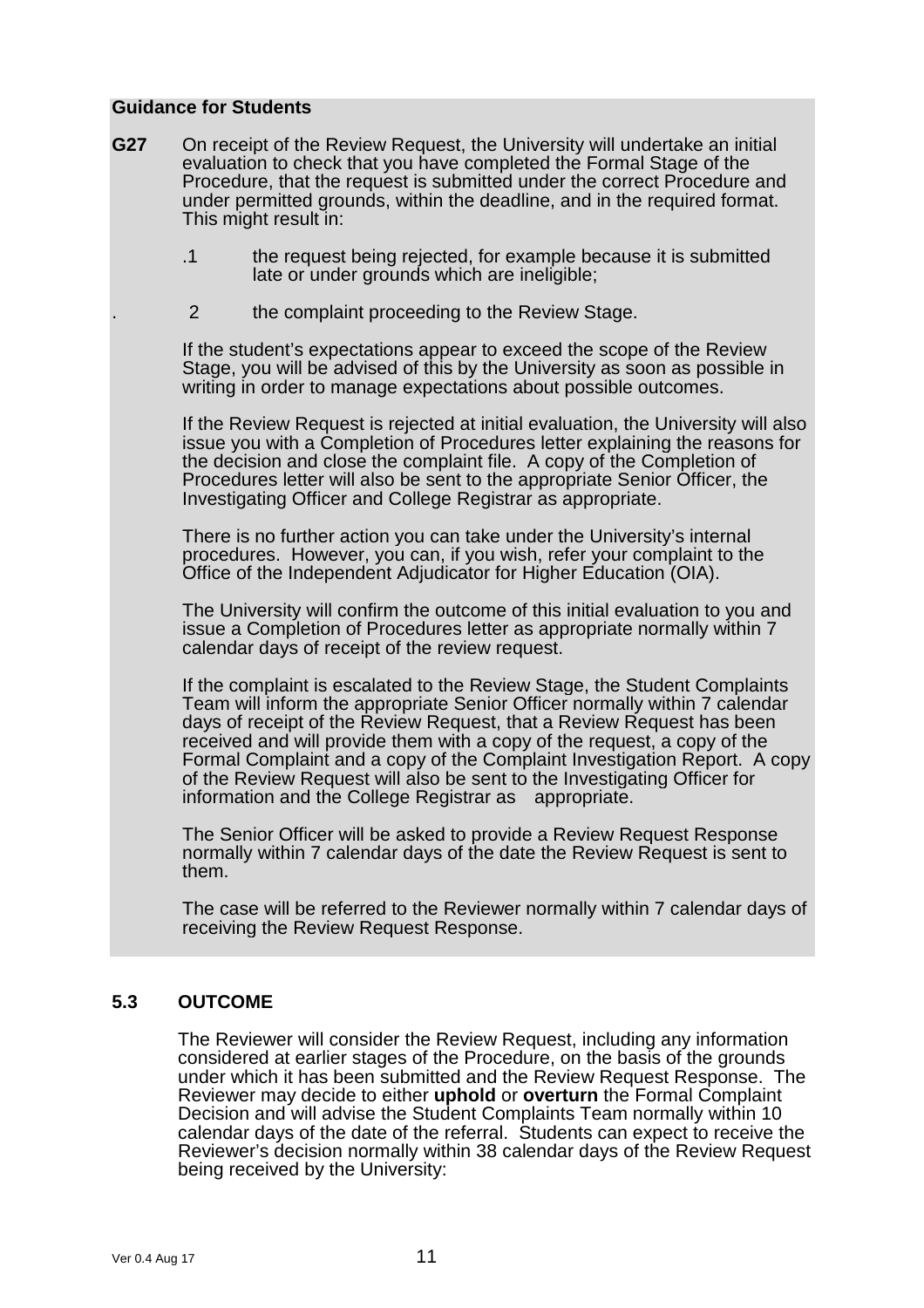**Guidance for Students**

**G27** On receipt of the Review Request, the University will undertake an initial evaluation to check that you have completed the Formal Stage of the Procedure, that the request is submitted under the correct Procedure and under permitted grounds, within the deadline, and in the required format. This might result in:

.1 the request being rejected, for example because it is submitted late or under grounds which are ineligible;

.2 the complaint proceeding to the Review Stage.

If the student's expectations appear to exceed the scope of the Review Stage, you will be advised of this by the University as soon as possible in writing in order to manage expectations about possible outcomes.

If the Review Request is rejected at initial evaluation, the University will also issue you with a Completion of Procedures letter explaining the reasons for the decision and close the complaint file. A copy of the Completion of Procedures letter will also be sent to the appropriate Senior Officer, the Investigating Officer and College Registrar as appropriate.

There is no further action you can take under the University's internal procedures. However, you can, if you wish, refer your complaint to the Office of the Independent Adjudicator for Higher Education (OIA).

The University will confirm the outcome of this initial evaluation to you and issue a Completion of Procedures letter as appropriate normally within 7 calendar days of receipt of the review request.

If the complaint is escalated to the Review Stage, the Student Complaints Team will inform the appropriate Senior Officer normally within 7 calendar days of receipt of the Review Request, that a Review Request has been received and will provide them with a copy of the request, a copy of the Formal Complaint and a copy of the Complaint Investigation Report. A copy of the Review Request will also be sent to the Investigating Officer for information and the College Registrar as appropriate.

The Senior Officer will be asked to provide a Review Request Response normally within 7 calendar days of the date the Review Request is sent to them.

The case will be referred to the Reviewer normally within 7 calendar days of receiving the Review Request Response.

## 5.3 OUTCOME

The Reviewer will consider the Review Request, including any information considered at earlier stages of the Procedure, on the basis of the grounds under which it has been submitted and the Review Request Response. The Reviewer may decide to either **uphold** or **overturn** the Formal Complaint Decision and will advise the Student Complaints Team normally within 10 calendar days of the date of the referral. Students can expect to receive the Reviewer's decision normally within 38 calendar days of the Review Request being received by the University: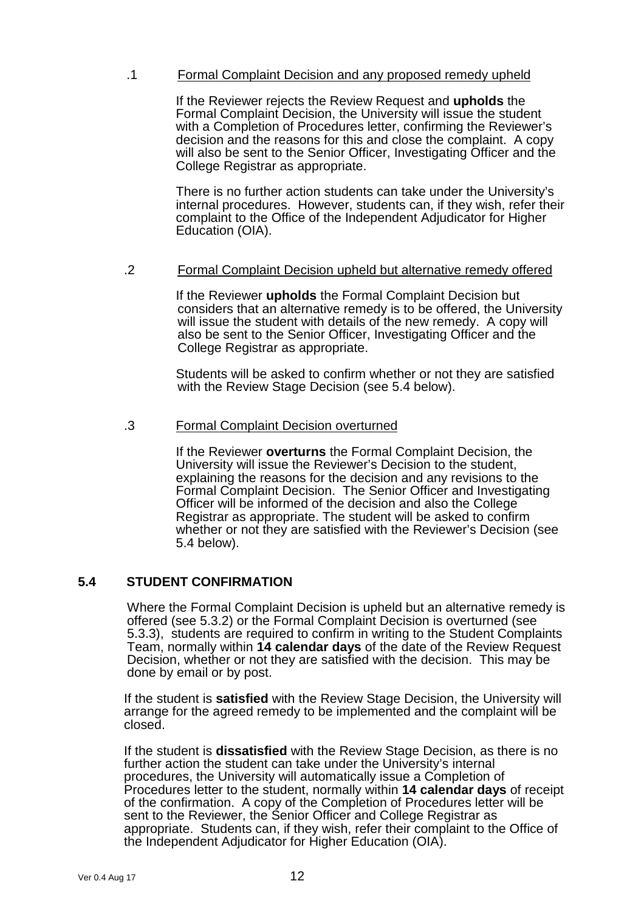.1 Formal Complaint Decision and any proposed remedy upheld

If the Reviewer rejects the Review Request and **upholds** the Formal Complaint Decision, the University will issue the student with a Completion of Procedures letter, confirming the Reviewer's decision and the reasons for this and close the complaint. A copy will also be sent to the Senior Officer, Investigating Officer and the College Registrar as appropriate.

There is no further action students can take under the University's internal procedures. However, students can, if they wish, refer their complaint to the Office of the Independent Adjudicator for Higher Education (OIA).

.2 Formal Complaint Decision upheld but alternative remedy offered

If the Reviewer **upholds** the Formal Complaint Decision but considers that an alternative remedy is to be offered, the University will issue the student with details of the new remedy. A copy will also be sent to the Senior Officer, Investigating Officer and the College Registrar as appropriate.

Students will be asked to confirm whether or not they are satisfied with the Review Stage Decision (see 5.4 below).

.3 Formal Complaint Decision overturned

If the Reviewer **overturns** the Formal Complaint Decision, the University will issue the Reviewer's Decision to the student, explaining the reasons for the decision and any revisions to the Formal Complaint Decision. The Senior Officer and Investigating Officer will be informed of the decision and also the College Registrar as appropriate. The student will be asked to confirm whether or not they are satisfied with the Reviewer's Decision (see 5.4 below).

## 5.4 STUDENT CONFIRMATION

Where the Formal Complaint Decision is upheld but an alternative remedy is offered (see 5.3.2) or the Formal Complaint Decision is overturned (see 5.3.3), students are required to confirm in writing to the Student Complaints Team, normally within **14 calendar days** of the date of the Review Request Decision, whether or not they are satisfied with the decision. This may be done by email or by post.

If the student is **satisfied** with the Review Stage Decision, the University will arrange for the agreed remedy to be implemented and the complaint will be closed.

If the student is **dissatisfied** with the Review Stage Decision, as there is no further action the student can take under the University's internal procedures, the University will automatically issue a Completion of Procedures letter to the student, normally within **14 calendar days** of receipt of the confirmation. A copy of the Completion of Procedures letter will be sent to the Reviewer, the Senior Officer and College Registrar as appropriate. Students can, if they wish, refer their complaint to the Office of the Independent Adjudicator for Higher Education (OIA).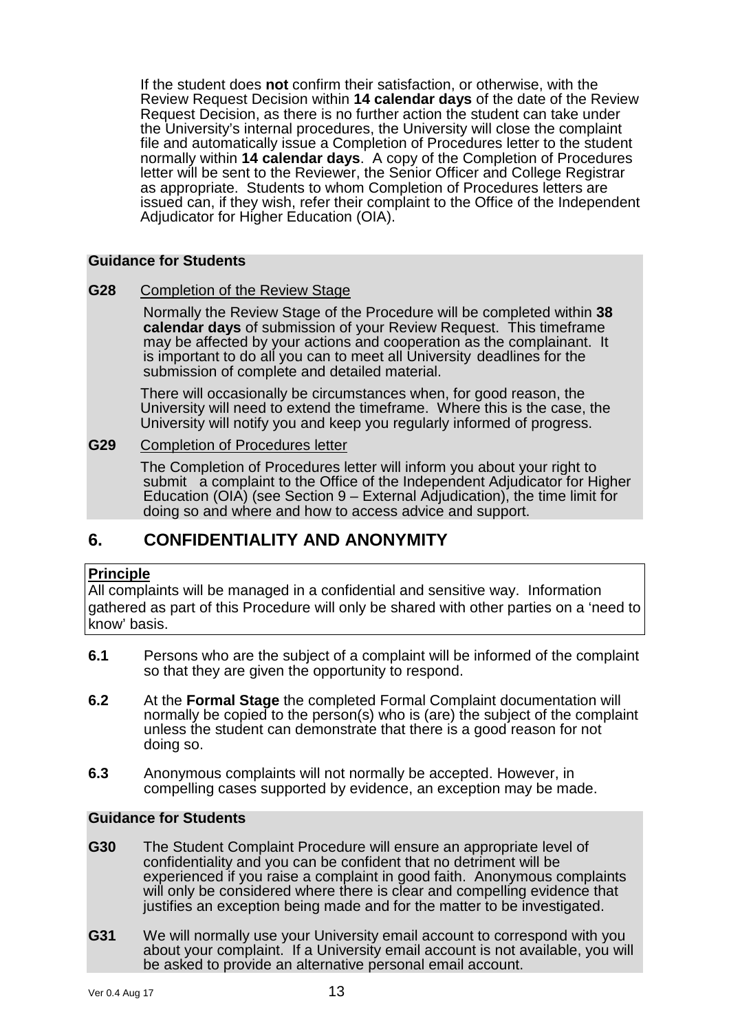If the student does **not** confirm their satisfaction, or otherwise, with the Review Request Decision within **14 calendar days** of the date of the Review Request Decision, as there is no further action the student can take under the University's internal procedures, the University will close the complaint file and automatically issue a Completion of Procedures letter to the student normally within **14 calendar days**. A copy of the Completion of Procedures letter will be sent to the Reviewer, the Senior Officer and College Registrar as appropriate. Students to whom Completion of Procedures letters are issued can, if they wish, refer their complaint to the Office of the Independent Adjudicator for Higher Education (OIA).

**Guidance for Students**

**G28** Completion of the Review Stage

Normally the Review Stage of the Procedure will be completed within **38 calendar days** of submission of your Review Request. This timeframe may be affected by your actions and cooperation as the complainant. It is important to do all you can to meet all University deadlines for the submission of complete and detailed material.

There will occasionally be circumstances when, for good reason, the University will need to extend the timeframe. Where this is the case, the University will notify you and keep you regularly informed of progress.

**G29** Completion of Procedures letter

The Completion of Procedures letter will inform you about your right to submit a complaint to the Office of the Independent Adjudicator for Higher Education (OIA) (see Section 9 – External Adjudication), the time limit for doing so and where and how to access advice and support.

## 6. CONFIDENTIALITY AND ANONYMITY

**Principle**

All complaints will be managed in a confidential and sensitive way. Information gathered as part of this Procedure will only be shared with other parties on a 'need to know' basis.

**6.1** Persons who are the subject of a complaint will be informed of the complaint so that they are given the opportunity to respond.

**6.2** At the **Formal Stage** the completed Formal Complaint documentation will normally be copied to the person(s) who is (are) the subject of the complaint unless the student can demonstrate that there is a good reason for not doing so.

**6.3** Anonymous complaints will not normally be accepted. However, in compelling cases supported by evidence, an exception may be made.

**Guidance for Students**

**G30** The Student Complaint Procedure will ensure an appropriate level of confidentiality and you can be confident that no detriment will be experienced if you raise a complaint in good faith. Anonymous complaints will only be considered where there is clear and compelling evidence that justifies an exception being made and for the matter to be investigated.

**G31** We will normally use your University email account to correspond with you about your complaint. If a University email account is not available, you will be asked to provide an alternative personal email account.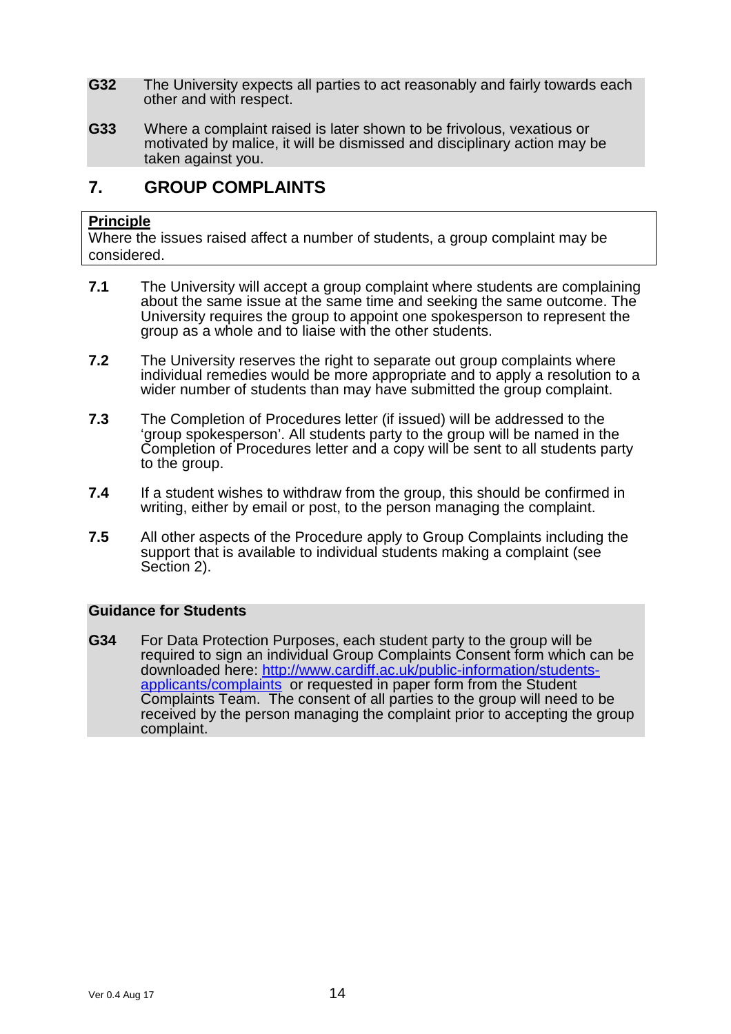**G32** The University expects all parties to act reasonably and fairly towards each other and with respect.

**G33** Where a complaint raised is later shown to be frivolous, vexatious or motivated by malice, it will be dismissed and disciplinary action may be taken against you.

## 7. GROUP COMPLAINTS

**Principle**

Where the issues raised affect a number of students, a group complaint may be considered.

**7.1** The University will accept a group complaint where students are complaining about the same issue at the same time and seeking the same outcome. The University requires the group to appoint one spokesperson to represent the group as a whole and to liaise with the other students.

**7.2** The University reserves the right to separate out group complaints where individual remedies would be more appropriate and to apply a resolution to a wider number of students than may have submitted the group complaint.

**7.3** The Completion of Procedures letter (if issued) will be addressed to the 'group spokesperson'. All students party to the group will be named in the Completion of Procedures letter and a copy will be sent to all students party to the group.

**7.4** If a student wishes to withdraw from the group, this should be confirmed in writing, either by email or post, to the person managing the complaint.

**7.5** All other aspects of the Procedure apply to Group Complaints including the support that is available to individual students making a complaint (see Section 2).

**Guidance for Students**

**G34** For Data Protection Purposes, each student party to the group will be required to sign an individual Group Complaints Consent form which can be downloaded here: [http://www.cardiff.ac.uk/public-information/students-applicants/complaints](http://www.cardiff.ac.uk/public-information/students-applicants/complaints) or requested in paper form from the Student Complaints Team. The consent of all parties to the group will need to be received by the person managing the complaint prior to accepting the group complaint.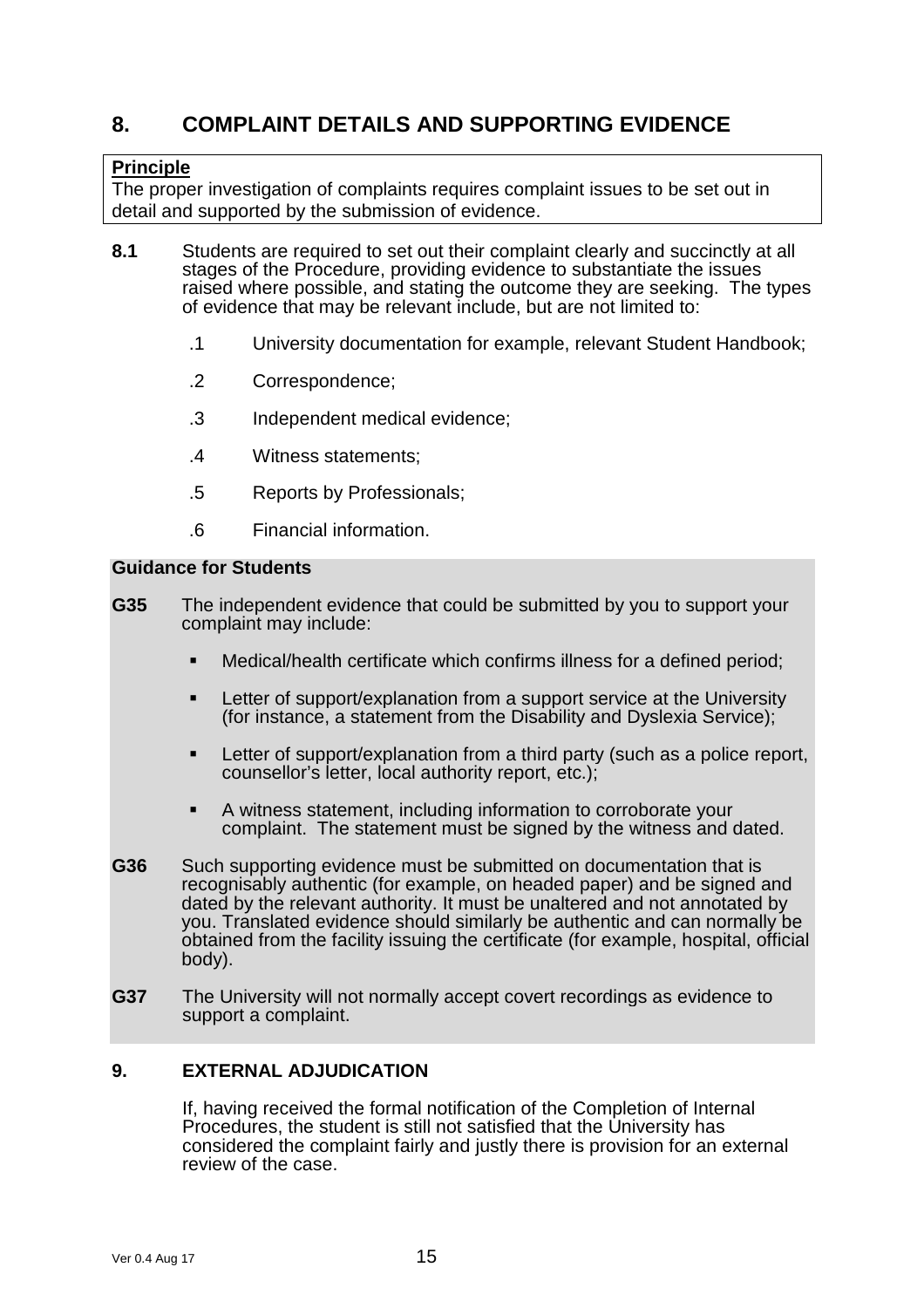## 8. COMPLAINT DETAILS AND SUPPORTING EVIDENCE

**Principle**

The proper investigation of complaints requires complaint issues to be set out in detail and supported by the submission of evidence.

**8.1** Students are required to set out their complaint clearly and succinctly at all stages of the Procedure, providing evidence to substantiate the issues raised where possible, and stating the outcome they are seeking. The types of evidence that may be relevant include, but are not limited to:

.1 University documentation for example, relevant Student Handbook;

.2 Correspondence;

.3 Independent medical evidence;

.4 Witness statements;

.5 Reports by Professionals;

.6 Financial information.

**Guidance for Students**

**G35** The independent evidence that could be submitted by you to support your complaint may include:

- Medical/health certificate which confirms illness for a defined period;
- Letter of support/explanation from a support service at the University (for instance, a statement from the Disability and Dyslexia Service);
- Letter of support/explanation from a third party (such as a police report, counsellor's letter, local authority report, etc.);
- A witness statement, including information to corroborate your complaint. The statement must be signed by the witness and dated.

**G36** Such supporting evidence must be submitted on documentation that is recognisably authentic (for example, on headed paper) and be signed and dated by the relevant authority. It must be unaltered and not annotated by you. Translated evidence should similarly be authentic and can normally be obtained from the facility issuing the certificate (for example, hospital, official body).

**G37** The University will not normally accept covert recordings as evidence to support a complaint.

## 9. EXTERNAL ADJUDICATION

If, having received the formal notification of the Completion of Internal Procedures, the student is still not satisfied that the University has considered the complaint fairly and justly there is provision for an external review of the case.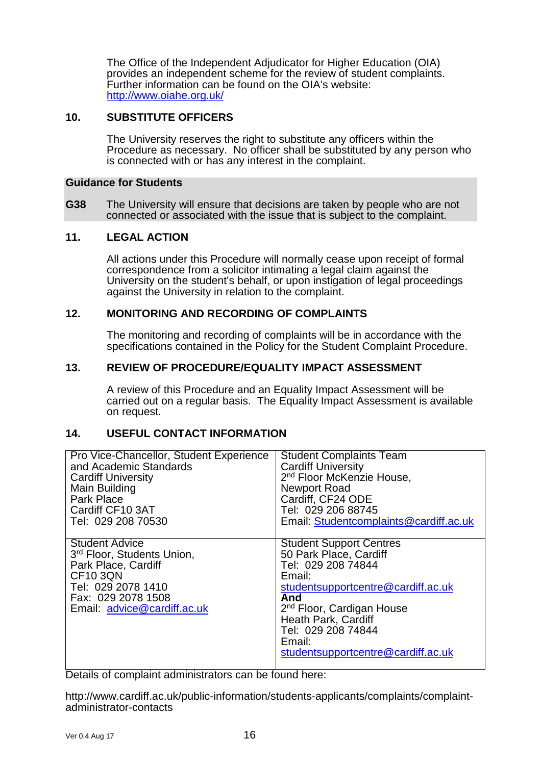The Office of the Independent Adjudicator for Higher Education (OIA) provides an independent scheme for the review of student complaints. Further information can be found on the OIA's website: http://www.oiahe.org.uk/

## 10. SUBSTITUTE OFFICERS

The University reserves the right to substitute any officers within the Procedure as necessary. No officer shall be substituted by any person who is connected with or has any interest in the complaint.

**Guidance for Students**

**G38** The University will ensure that decisions are taken by people who are not connected or associated with the issue that is subject to the complaint.

## 11. LEGAL ACTION

All actions under this Procedure will normally cease upon receipt of formal correspondence from a solicitor intimating a legal claim against the University on the student's behalf, or upon instigation of legal proceedings against the University in relation to the complaint.

## 12. MONITORING AND RECORDING OF COMPLAINTS

The monitoring and recording of complaints will be in accordance with the specifications contained in the Policy for the Student Complaint Procedure.

## 13. REVIEW OF PROCEDURE/EQUALITY IMPACT ASSESSMENT

A review of this Procedure and an Equality Impact Assessment will be carried out on a regular basis. The Equality Impact Assessment is available on request.

## 14. USEFUL CONTACT INFORMATION

| | |
|---|---|
| Pro Vice-Chancellor, Student Experience and Academic Standards<br>Cardiff University<br>Main Building<br>Park Place<br>Cardiff CF10 3AT<br>Tel: 029 208 70530 | Student Complaints Team<br>Cardiff University<br>2nd Floor McKenzie House,<br>Newport Road<br>Cardiff, CF24 ODE<br>Tel: 029 206 88745<br>Email: Studentcomplaints@cardiff.ac.uk |
| Student Advice<br>3rd Floor, Students Union,<br>Park Place, Cardiff<br>CF10 3QN<br>Tel: 029 2078 1410<br>Fax: 029 2078 1508<br>Email: advice@cardiff.ac.uk | Student Support Centres<br>50 Park Place, Cardiff<br>Tel: 029 208 74844<br>Email:<br>studentsupportcentre@cardiff.ac.uk<br>**And**<br>2nd Floor, Cardigan House<br>Heath Park, Cardiff<br>Tel: 029 208 74844<br>Email:<br>studentsupportcentre@cardiff.ac.uk |

Details of complaint administrators can be found here:

http://www.cardiff.ac.uk/public-information/students-applicants/complaints/complaint-administrator-contacts

Ver 0.4 Aug 17